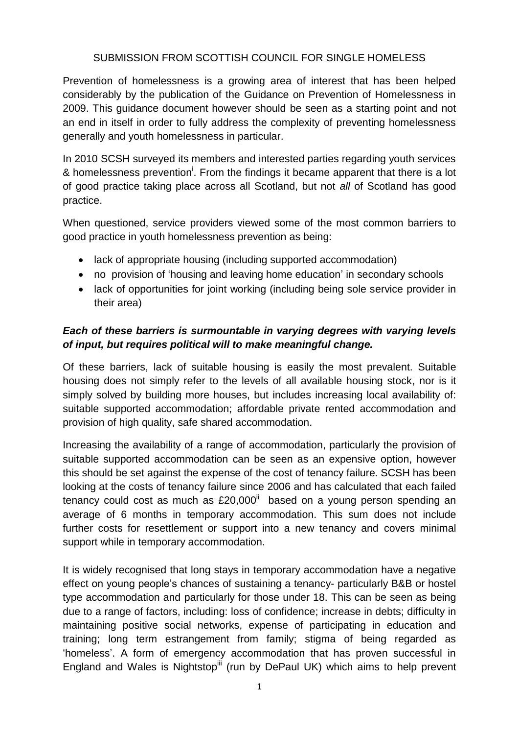SUBMISSION FROM SCOTTISH COUNCIL FOR SINGLE HOMELESS

Prevention of homelessness is a growing area of interest that has been helped considerably by the publication of the Guidance on Prevention of Homelessness in 2009. This guidance document however should be seen as a starting point and not an end in itself in order to fully address the complexity of preventing homelessness generally and youth homelessness in particular.

In 2010 SCSH surveyed its members and interested parties regarding youth services & homelessness prevention[i]. From the findings it became apparent that there is a lot of good practice taking place across all Scotland, but not *all* of Scotland has good practice.

When questioned, service providers viewed some of the most common barriers to good practice in youth homelessness prevention as being:

- lack of appropriate housing (including supported accommodation)
- no provision of 'housing and leaving home education' in secondary schools
- lack of opportunities for joint working (including being sole service provider in their area)

***Each of these barriers is surmountable in varying degrees with varying levels of input, but requires political will to make meaningful change.***

Of these barriers, lack of suitable housing is easily the most prevalent. Suitable housing does not simply refer to the levels of all available housing stock, nor is it simply solved by building more houses, but includes increasing local availability of: suitable supported accommodation; affordable private rented accommodation and provision of high quality, safe shared accommodation.

Increasing the availability of a range of accommodation, particularly the provision of suitable supported accommodation can be seen as an expensive option, however this should be set against the expense of the cost of tenancy failure. SCSH has been looking at the costs of tenancy failure since 2006 and has calculated that each failed tenancy could cost as much as £20,000[ii] based on a young person spending an average of 6 months in temporary accommodation. This sum does not include further costs for resettlement or support into a new tenancy and covers minimal support while in temporary accommodation.

It is widely recognised that long stays in temporary accommodation have a negative effect on young people's chances of sustaining a tenancy- particularly B&B or hostel type accommodation and particularly for those under 18. This can be seen as being due to a range of factors, including: loss of confidence; increase in debts; difficulty in maintaining positive social networks, expense of participating in education and training; long term estrangement from family; stigma of being regarded as 'homeless'. A form of emergency accommodation that has proven successful in England and Wales is Nightstop[iii] (run by DePaul UK) which aims to help prevent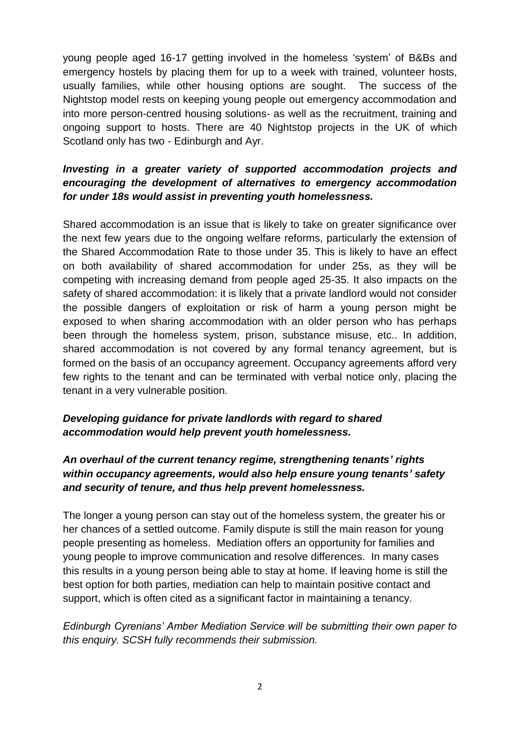young people aged 16-17 getting involved in the homeless 'system' of B&Bs and emergency hostels by placing them for up to a week with trained, volunteer hosts, usually families, while other housing options are sought. The success of the Nightstop model rests on keeping young people out emergency accommodation and into more person-centred housing solutions- as well as the recruitment, training and ongoing support to hosts. There are 40 Nightstop projects in the UK of which Scotland only has two - Edinburgh and Ayr.

***Investing in a greater variety of supported accommodation projects and encouraging the development of alternatives to emergency accommodation for under 18s would assist in preventing youth homelessness.***

Shared accommodation is an issue that is likely to take on greater significance over the next few years due to the ongoing welfare reforms, particularly the extension of the Shared Accommodation Rate to those under 35. This is likely to have an effect on both availability of shared accommodation for under 25s, as they will be competing with increasing demand from people aged 25-35. It also impacts on the safety of shared accommodation: it is likely that a private landlord would not consider the possible dangers of exploitation or risk of harm a young person might be exposed to when sharing accommodation with an older person who has perhaps been through the homeless system, prison, substance misuse, etc.. In addition, shared accommodation is not covered by any formal tenancy agreement, but is formed on the basis of an occupancy agreement. Occupancy agreements afford very few rights to the tenant and can be terminated with verbal notice only, placing the tenant in a very vulnerable position.

***Developing guidance for private landlords with regard to shared accommodation would help prevent youth homelessness.***

***An overhaul of the current tenancy regime, strengthening tenants' rights within occupancy agreements, would also help ensure young tenants' safety and security of tenure, and thus help prevent homelessness.***

The longer a young person can stay out of the homeless system, the greater his or her chances of a settled outcome. Family dispute is still the main reason for young people presenting as homeless. Mediation offers an opportunity for families and young people to improve communication and resolve differences. In many cases this results in a young person being able to stay at home. If leaving home is still the best option for both parties, mediation can help to maintain positive contact and support, which is often cited as a significant factor in maintaining a tenancy.

*Edinburgh Cyrenians' Amber Mediation Service will be submitting their own paper to this enquiry. SCSH fully recommends their submission.*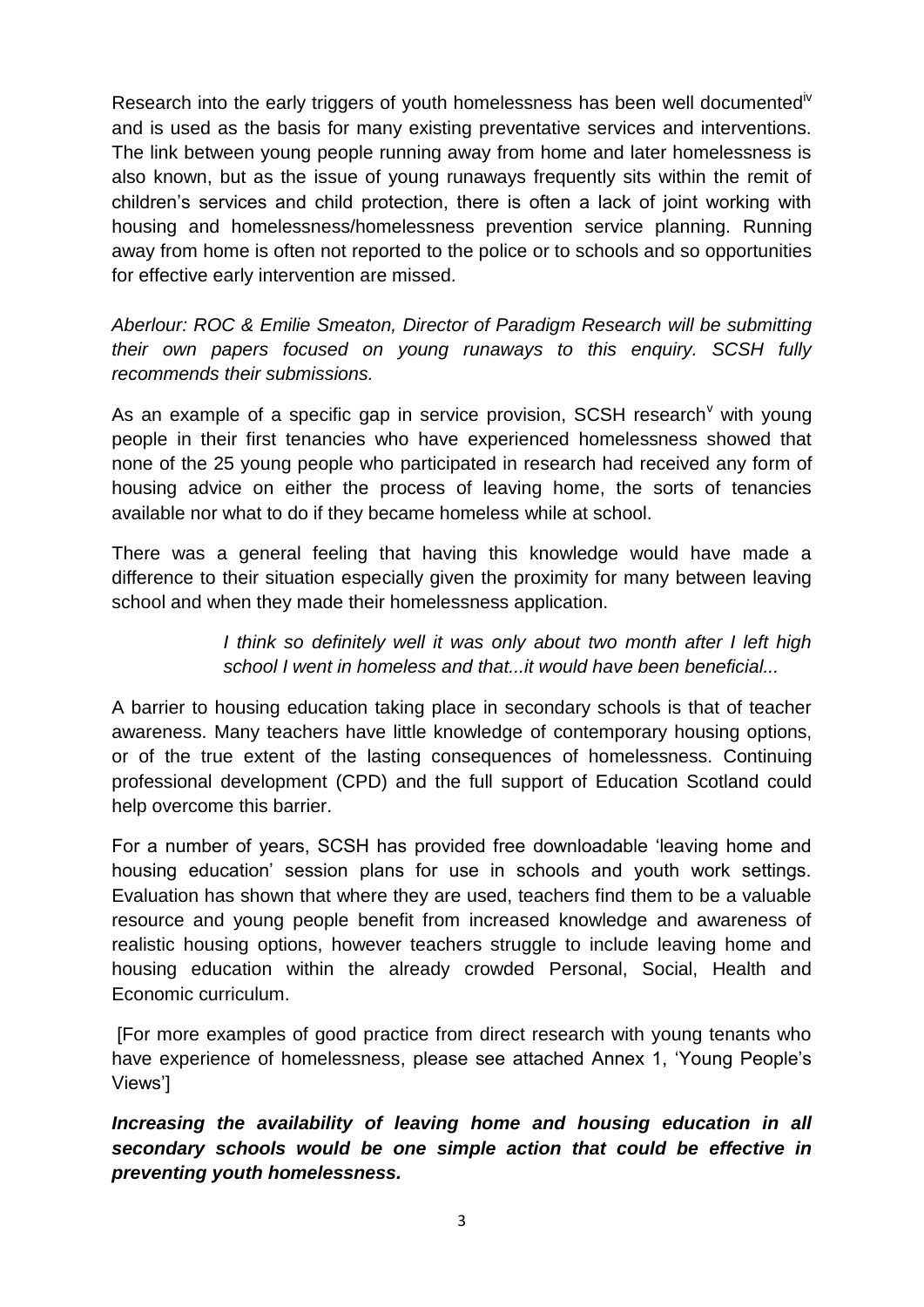Research into the early triggers of youth homelessness has been well documented[iv] and is used as the basis for many existing preventative services and interventions. The link between young people running away from home and later homelessness is also known, but as the issue of young runaways frequently sits within the remit of children's services and child protection, there is often a lack of joint working with housing and homelessness/homelessness prevention service planning. Running away from home is often not reported to the police or to schools and so opportunities for effective early intervention are missed.

*Aberlour: ROC & Emilie Smeaton, Director of Paradigm Research will be submitting their own papers focused on young runaways to this enquiry. SCSH fully recommends their submissions.*

As an example of a specific gap in service provision, SCSH research[v] with young people in their first tenancies who have experienced homelessness showed that none of the 25 young people who participated in research had received any form of housing advice on either the process of leaving home, the sorts of tenancies available nor what to do if they became homeless while at school.

There was a general feeling that having this knowledge would have made a difference to their situation especially given the proximity for many between leaving school and when they made their homelessness application.

> *I think so definitely well it was only about two month after I left high school I went in homeless and that...it would have been beneficial...*

A barrier to housing education taking place in secondary schools is that of teacher awareness. Many teachers have little knowledge of contemporary housing options, or of the true extent of the lasting consequences of homelessness. Continuing professional development (CPD) and the full support of Education Scotland could help overcome this barrier.

For a number of years, SCSH has provided free downloadable 'leaving home and housing education' session plans for use in schools and youth work settings. Evaluation has shown that where they are used, teachers find them to be a valuable resource and young people benefit from increased knowledge and awareness of realistic housing options, however teachers struggle to include leaving home and housing education within the already crowded Personal, Social, Health and Economic curriculum.

[For more examples of good practice from direct research with young tenants who have experience of homelessness, please see attached Annex 1, 'Young People's Views']

***Increasing the availability of leaving home and housing education in all secondary schools would be one simple action that could be effective in preventing youth homelessness.***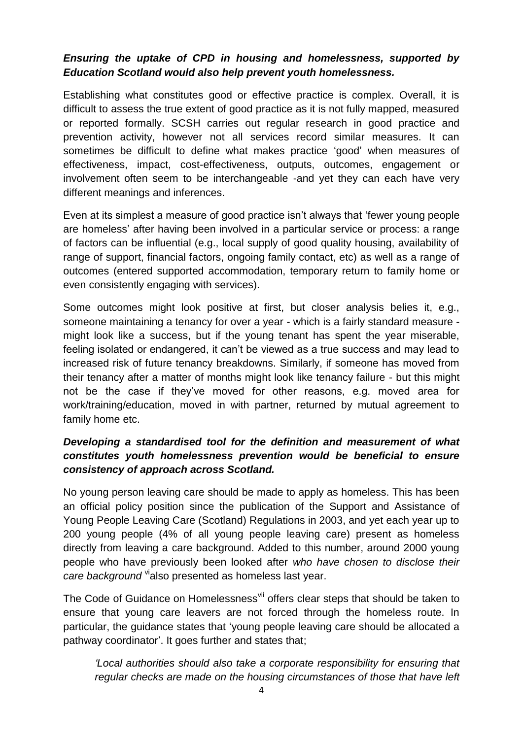***Ensuring the uptake of CPD in housing and homelessness, supported by Education Scotland would also help prevent youth homelessness.***

Establishing what constitutes good or effective practice is complex. Overall, it is difficult to assess the true extent of good practice as it is not fully mapped, measured or reported formally. SCSH carries out regular research in good practice and prevention activity, however not all services record similar measures. It can sometimes be difficult to define what makes practice 'good' when measures of effectiveness, impact, cost-effectiveness, outputs, outcomes, engagement or involvement often seem to be interchangeable -and yet they can each have very different meanings and inferences.

Even at its simplest a measure of good practice isn't always that 'fewer young people are homeless' after having been involved in a particular service or process: a range of factors can be influential (e.g., local supply of good quality housing, availability of range of support, financial factors, ongoing family contact, etc) as well as a range of outcomes (entered supported accommodation, temporary return to family home or even consistently engaging with services).

Some outcomes might look positive at first, but closer analysis belies it, e.g., someone maintaining a tenancy for over a year - which is a fairly standard measure - might look like a success, but if the young tenant has spent the year miserable, feeling isolated or endangered, it can't be viewed as a true success and may lead to increased risk of future tenancy breakdowns. Similarly, if someone has moved from their tenancy after a matter of months might look like tenancy failure - but this might not be the case if they've moved for other reasons, e.g. moved area for work/training/education, moved in with partner, returned by mutual agreement to family home etc.

***Developing a standardised tool for the definition and measurement of what constitutes youth homelessness prevention would be beneficial to ensure consistency of approach across Scotland.***

No young person leaving care should be made to apply as homeless. This has been an official policy position since the publication of the Support and Assistance of Young People Leaving Care (Scotland) Regulations in 2003, and yet each year up to 200 young people (4% of all young people leaving care) present as homeless directly from leaving a care background. Added to this number, around 2000 young people who have previously been looked after *who have chosen to disclose their care background* [vi] also presented as homeless last year.

The Code of Guidance on Homelessness[vii] offers clear steps that should be taken to ensure that young care leavers are not forced through the homeless route. In particular, the guidance states that 'young people leaving care should be allocated a pathway coordinator'. It goes further and states that;

> *'Local authorities should also take a corporate responsibility for ensuring that regular checks are made on the housing circumstances of those that have left*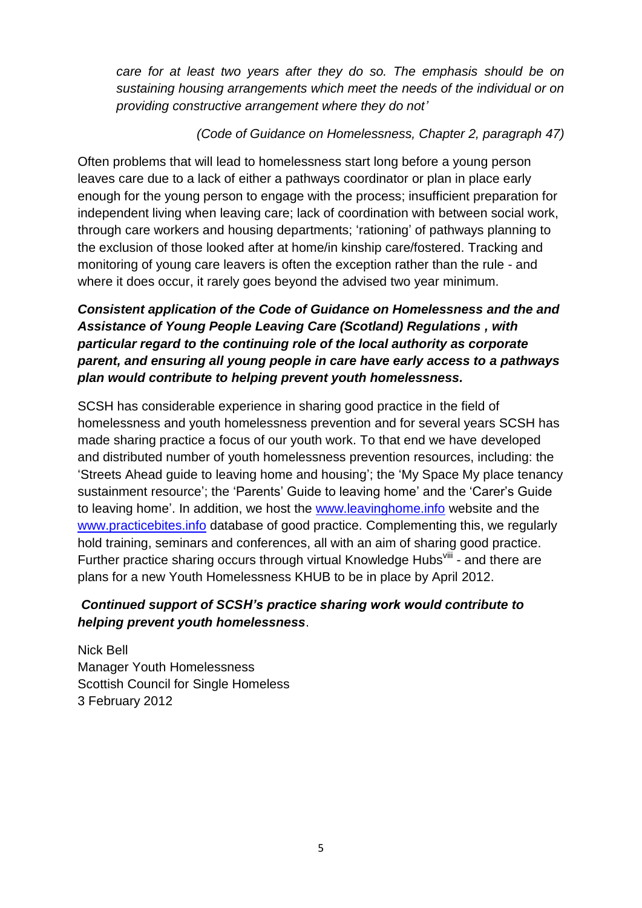*care for at least two years after they do so. The emphasis should be on sustaining housing arrangements which meet the needs of the individual or on providing constructive arrangement where they do not'*

*(Code of Guidance on Homelessness, Chapter 2, paragraph 47)*

Often problems that will lead to homelessness start long before a young person leaves care due to a lack of either a pathways coordinator or plan in place early enough for the young person to engage with the process; insufficient preparation for independent living when leaving care; lack of coordination with between social work, through care workers and housing departments; 'rationing' of pathways planning to the exclusion of those looked after at home/in kinship care/fostered. Tracking and monitoring of young care leavers is often the exception rather than the rule - and where it does occur, it rarely goes beyond the advised two year minimum.

***Consistent application of the Code of Guidance on Homelessness and the and Assistance of Young People Leaving Care (Scotland) Regulations , with particular regard to the continuing role of the local authority as corporate parent, and ensuring all young people in care have early access to a pathways plan would contribute to helping prevent youth homelessness.***

SCSH has considerable experience in sharing good practice in the field of homelessness and youth homelessness prevention and for several years SCSH has made sharing practice a focus of our youth work. To that end we have developed and distributed number of youth homelessness prevention resources, including: the 'Streets Ahead guide to leaving home and housing'; the 'My Space My place tenancy sustainment resource'; the 'Parents' Guide to leaving home' and the 'Carer's Guide to leaving home'. In addition, we host the www.leavinghome.info website and the www.practicebites.info database of good practice. Complementing this, we regularly hold training, seminars and conferences, all with an aim of sharing good practice. Further practice sharing occurs through virtual Knowledge Hubs[viii] - and there are plans for a new Youth Homelessness KHUB to be in place by April 2012.

***Continued support of SCSH's practice sharing work would contribute to helping prevent youth homelessness***.

Nick Bell
Manager Youth Homelessness
Scottish Council for Single Homeless
3 February 2012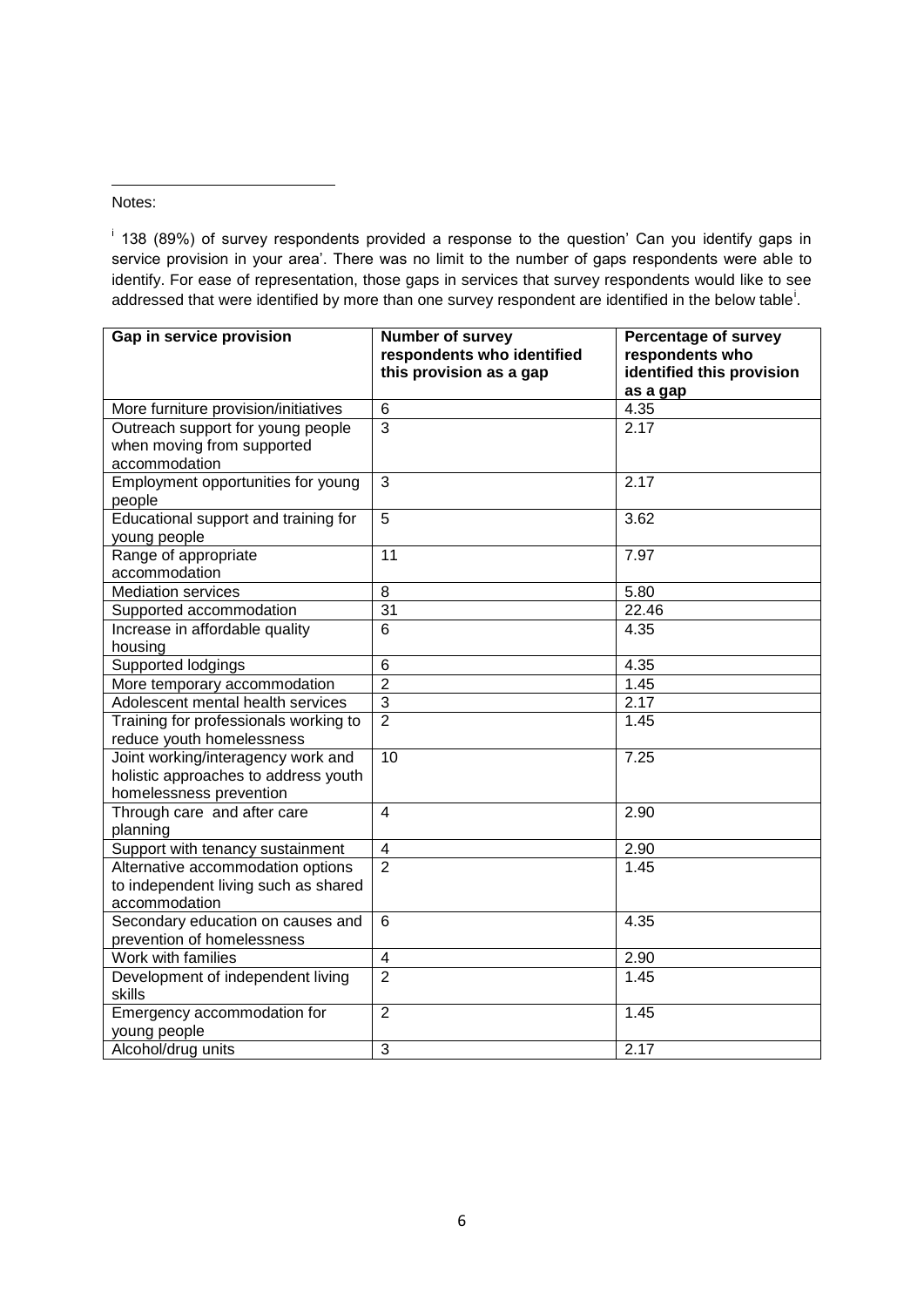Notes:

[i] 138 (89%) of survey respondents provided a response to the question' Can you identify gaps in service provision in your area'. There was no limit to the number of gaps respondents were able to identify. For ease of representation, those gaps in services that survey respondents would like to see addressed that were identified by more than one survey respondent are identified in the below table[i].

| Gap in service provision | Number of survey respondents who identified this provision as a gap | Percentage of survey respondents who identified this provision as a gap |
|---|---|---|
| More furniture provision/initiatives | 6 | 4.35 |
| Outreach support for young people when moving from supported accommodation | 3 | 2.17 |
| Employment opportunities for young people | 3 | 2.17 |
| Educational support and training for young people | 5 | 3.62 |
| Range of appropriate accommodation | 11 | 7.97 |
| Mediation services | 8 | 5.80 |
| Supported accommodation | 31 | 22.46 |
| Increase in affordable quality housing | 6 | 4.35 |
| Supported lodgings | 6 | 4.35 |
| More temporary accommodation | 2 | 1.45 |
| Adolescent mental health services | 3 | 2.17 |
| Training for professionals working to reduce youth homelessness | 2 | 1.45 |
| Joint working/interagency work and holistic approaches to address youth homelessness prevention | 10 | 7.25 |
| Through care and after care planning | 4 | 2.90 |
| Support with tenancy sustainment | 4 | 2.90 |
| Alternative accommodation options to independent living such as shared accommodation | 2 | 1.45 |
| Secondary education on causes and prevention of homelessness | 6 | 4.35 |
| Work with families | 4 | 2.90 |
| Development of independent living skills | 2 | 1.45 |
| Emergency accommodation for young people | 2 | 1.45 |
| Alcohol/drug units | 3 | 2.17 |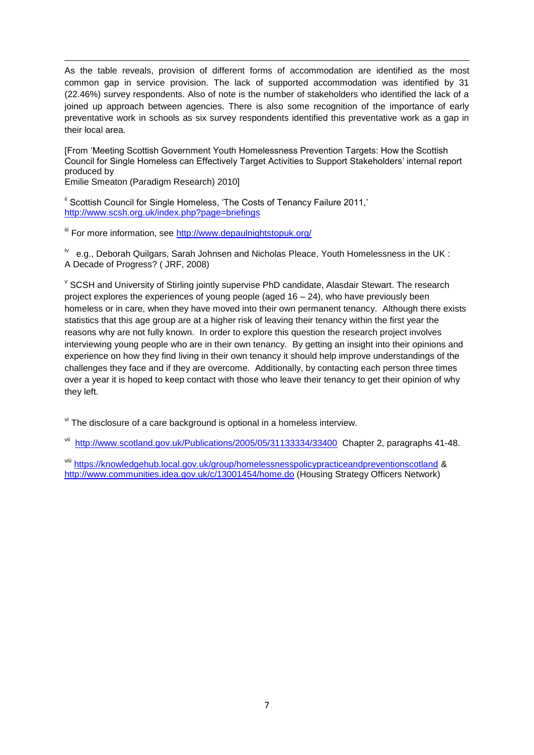As the table reveals, provision of different forms of accommodation are identified as the most common gap in service provision. The lack of supported accommodation was identified by 31 (22.46%) survey respondents. Also of note is the number of stakeholders who identified the lack of a joined up approach between agencies. There is also some recognition of the importance of early preventative work in schools as six survey respondents identified this preventative work as a gap in their local area.

[From 'Meeting Scottish Government Youth Homelessness Prevention Targets: How the Scottish Council for Single Homeless can Effectively Target Activities to Support Stakeholders' internal report produced by
Emilie Smeaton (Paradigm Research) 2010]

[ii] Scottish Council for Single Homeless, 'The Costs of Tenancy Failure 2011,' http://www.scsh.org.uk/index.php?page=briefings

[iii] For more information, see http://www.depaulnightstopuk.org/

[iv] e.g., Deborah Quilgars, Sarah Johnsen and Nicholas Pleace, Youth Homelessness in the UK : A Decade of Progress? ( JRF, 2008)

[v] SCSH and University of Stirling jointly supervise PhD candidate, Alasdair Stewart. The research project explores the experiences of young people (aged 16 – 24), who have previously been homeless or in care, when they have moved into their own permanent tenancy. Although there exists statistics that this age group are at a higher risk of leaving their tenancy within the first year the reasons why are not fully known. In order to explore this question the research project involves interviewing young people who are in their own tenancy. By getting an insight into their opinions and experience on how they find living in their own tenancy it should help improve understandings of the challenges they face and if they are overcome. Additionally, by contacting each person three times over a year it is hoped to keep contact with those who leave their tenancy to get their opinion of why they left.

[vi] The disclosure of a care background is optional in a homeless interview.

[vii] http://www.scotland.gov.uk/Publications/2005/05/31133334/33400 Chapter 2, paragraphs 41-48.

[viii] https://knowledgehub.local.gov.uk/group/homelessnesspolicypracticeandpreventionscotland & http://www.communities.idea.gov.uk/c/13001454/home.do (Housing Strategy Officers Network)